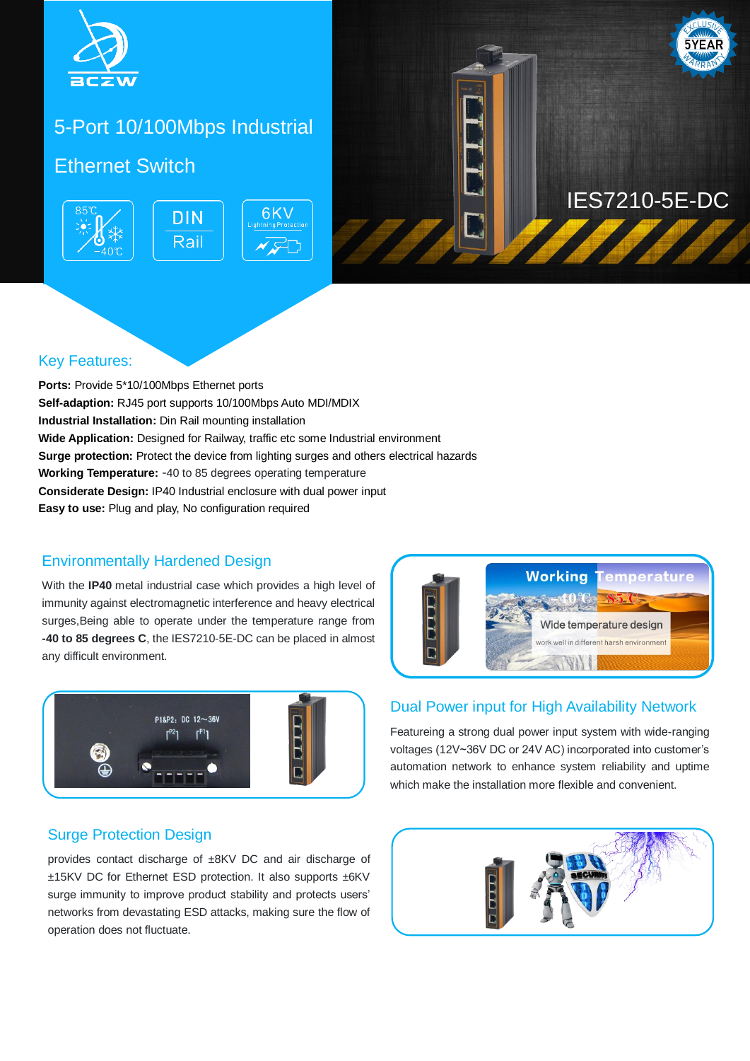# 5-Port 10/100Mbps Industrial Ethernet Switch

85℃ -40℃ | DIN Rail | 6KV Lightning Protection

IES7210-5E-DC

## Key Features:

**Ports:** Provide 5*10/100Mbps Ethernet ports
**Self-adaption:** RJ45 port supports 10/100Mbps Auto MDI/MDIX
**Industrial Installation:** Din Rail mounting installation
**Wide Application:** Designed for Railway, traffic etc some Industrial environment
**Surge protection:** Protect the device from lighting surges and others electrical hazards
**Working Temperature:** -40 to 85 degrees operating temperature
**Considerate Design:** IP40 Industrial enclosure with dual power input
**Easy to use:** Plug and play, No configuration required

## Environmentally Hardened Design

With the **IP40** metal industrial case which provides a high level of immunity against electromagnetic interference and heavy electrical surges,Being able to operate under the temperature range from **-40 to 85 degrees C**, the IES7210-5E-DC can be placed in almost any difficult environment.

## Dual Power input for High Availability Network

Featureing a strong dual power input system with wide-ranging voltages (12V~36V DC or 24V AC) incorporated into customer's automation network to enhance system reliability and uptime which make the installation more flexible and convenient.

## Surge Protection Design

provides contact discharge of ±8KV DC and air discharge of ±15KV DC for Ethernet ESD protection. It also supports ±6KV surge immunity to improve product stability and protects users' networks from devastating ESD attacks, making sure the flow of operation does not fluctuate.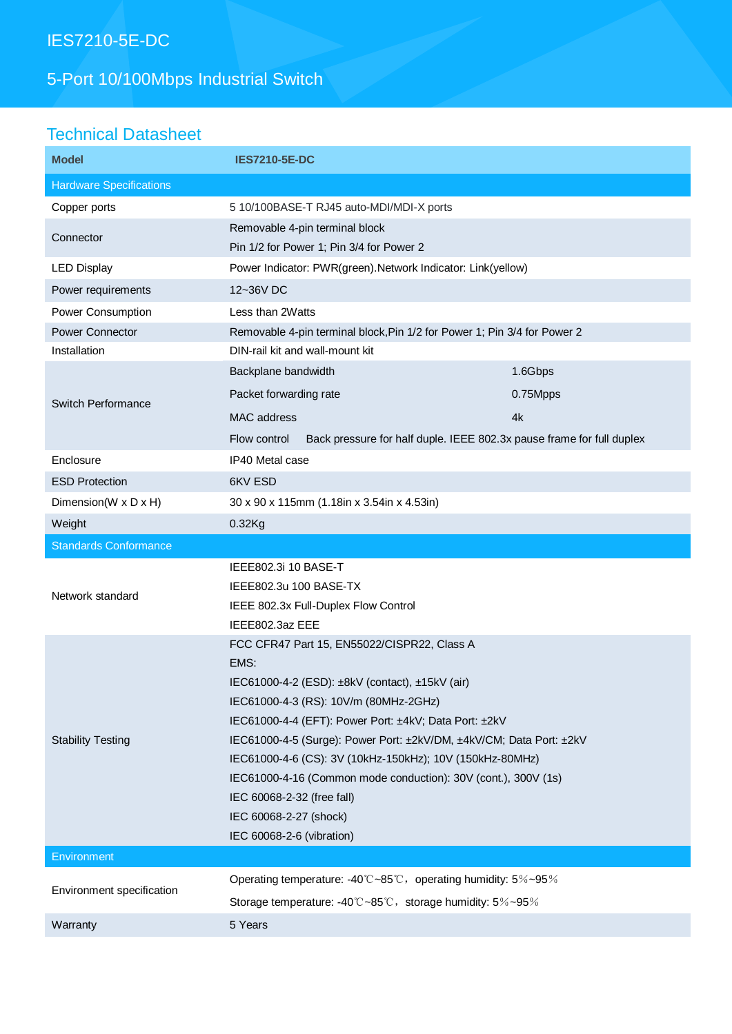# IES7210-5E-DC

## 5-Port 10/100Mbps Industrial Switch

## Technical Datasheet

| Model | IES7210-5E-DC | |
|---|---|---|
| **Hardware Specifications** | | |
| Copper ports | 5 10/100BASE-T RJ45 auto-MDI/MDI-X ports | |
| Connector | Removable 4-pin terminal block<br>Pin 1/2 for Power 1; Pin 3/4 for Power 2 | |
| LED Display | Power Indicator: PWR(green).Network Indicator: Link(yellow) | |
| Power requirements | 12~36V DC | |
| Power Consumption | Less than 2Watts | |
| Power Connector | Removable 4-pin terminal block,Pin 1/2 for Power 1; Pin 3/4 for Power 2 | |
| Installation | DIN-rail kit and wall-mount kit | |
| Switch Performance | Backplane bandwidth | 1.6Gbps |
| | Packet forwarding rate | 0.75Mpps |
| | MAC address | 4k |
| | Flow control Back pressure for half duple. IEEE 802.3x pause frame for full duplex | |
| Enclosure | IP40 Metal case | |
| ESD Protection | 6KV ESD | |
| Dimension(W x D x H) | 30 x 90 x 115mm (1.18in x 3.54in x 4.53in) | |
| Weight | 0.32Kg | |
| **Standards Conformance** | | |
| Network standard | IEEE802.3i 10 BASE-T<br>IEEE802.3u 100 BASE-TX<br>IEEE 802.3x Full-Duplex Flow Control<br>IEEE802.3az EEE | |
| Stability Testing | FCC CFR47 Part 15, EN55022/CISPR22, Class A<br>EMS:<br>IEC61000-4-2 (ESD): ±8kV (contact), ±15kV (air)<br>IEC61000-4-3 (RS): 10V/m (80MHz-2GHz)<br>IEC61000-4-4 (EFT): Power Port: ±4kV; Data Port: ±2kV<br>IEC61000-4-5 (Surge): Power Port: ±2kV/DM, ±4kV/CM; Data Port: ±2kV<br>IEC61000-4-6 (CS): 3V (10kHz-150kHz); 10V (150kHz-80MHz)<br>IEC61000-4-16 (Common mode conduction): 30V (cont.), 300V (1s)<br>IEC 60068-2-32 (free fall)<br>IEC 60068-2-27 (shock)<br>IEC 60068-2-6 (vibration) | |
| **Environment** | | |
| Environment specification | Operating temperature: -40℃~85℃，operating humidity: 5％~95％<br>Storage temperature: -40℃~85℃，storage humidity: 5％~95％ | |
| Warranty | 5 Years | |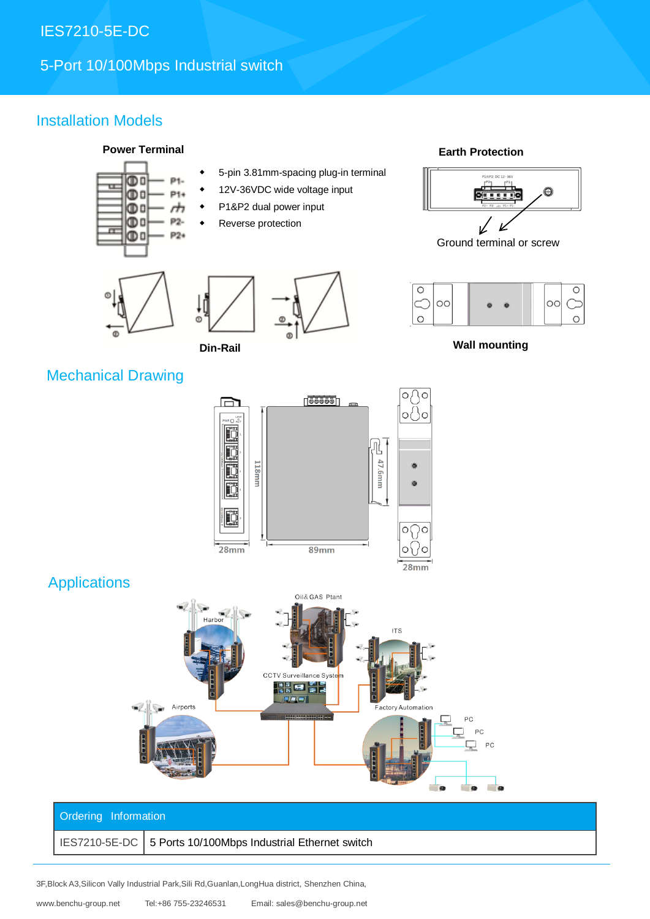IES7210-5E-DC

5-Port 10/100Mbps Industrial switch

## Installation Models

**Power Terminal**

P1-
P1+
P2-
P2+

- 5-pin 3.81mm-spacing plug-in terminal
- 12V-36VDC wide voltage input
- P1&P2 dual power input
- Reverse protection

**Earth Protection**

Ground terminal or screw

**Din-Rail**

**Wall mounting**

## Mechanical Drawing

118mm
47.6mm
28mm
89mm
28mm

## Applications

Harbor
Oil&GAS Ptant
ITS
CCTV Surveillance System
Airports
Factory Automation
PC
PC
PC

| Ordering Information | |
|---|---|
| IES7210-5E-DC | 5 Ports 10/100Mbps Industrial Ethernet switch |

3F,Block A3,Silicon Vally Industrial Park,Sili Rd,Guanlan,LongHua district, Shenzhen China,

www.benchu-group.net Tel:+86 755-23246531 Email: sales@benchu-group.net